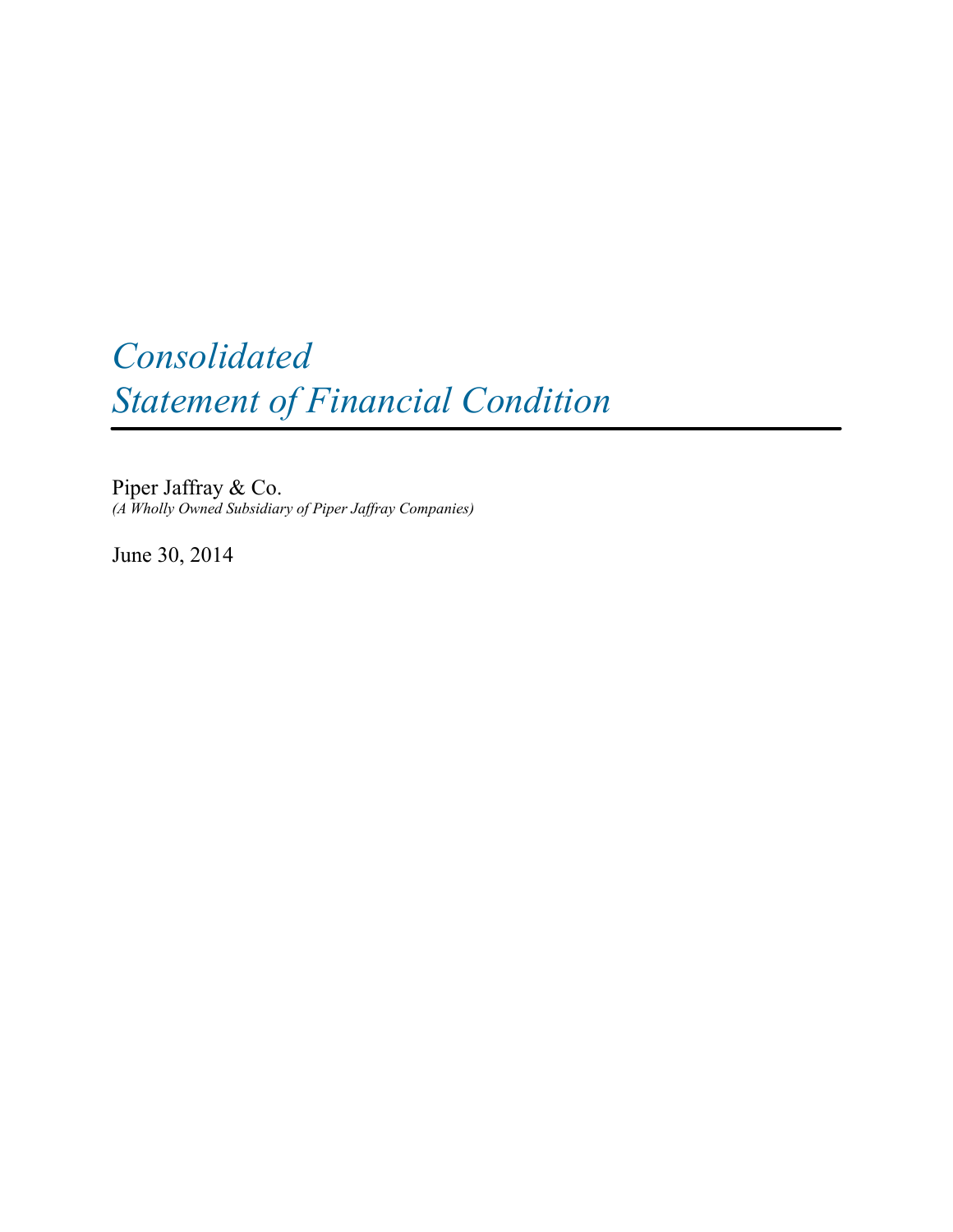# *Consolidated*
# *Statement of Financial Condition*

Piper Jaffray & Co.
*(A Wholly Owned Subsidiary of Piper Jaffray Companies)*

June 30, 2014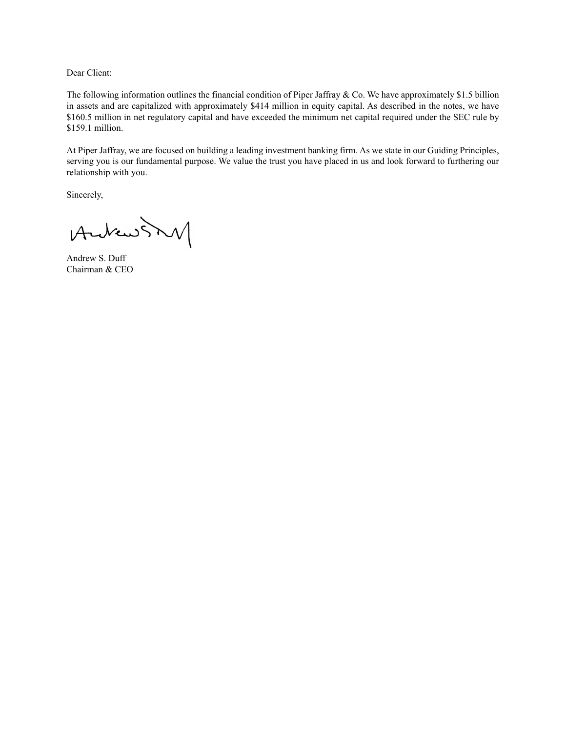Dear Client:

The following information outlines the financial condition of Piper Jaffray & Co. We have approximately $1.5 billion in assets and are capitalized with approximately $414 million in equity capital. As described in the notes, we have $160.5 million in net regulatory capital and have exceeded the minimum net capital required under the SEC rule by $159.1 million.

At Piper Jaffray, we are focused on building a leading investment banking firm. As we state in our Guiding Principles, serving you is our fundamental purpose. We value the trust you have placed in us and look forward to furthering our relationship with you.

Sincerely,

Andrew S. Duff
Chairman & CEO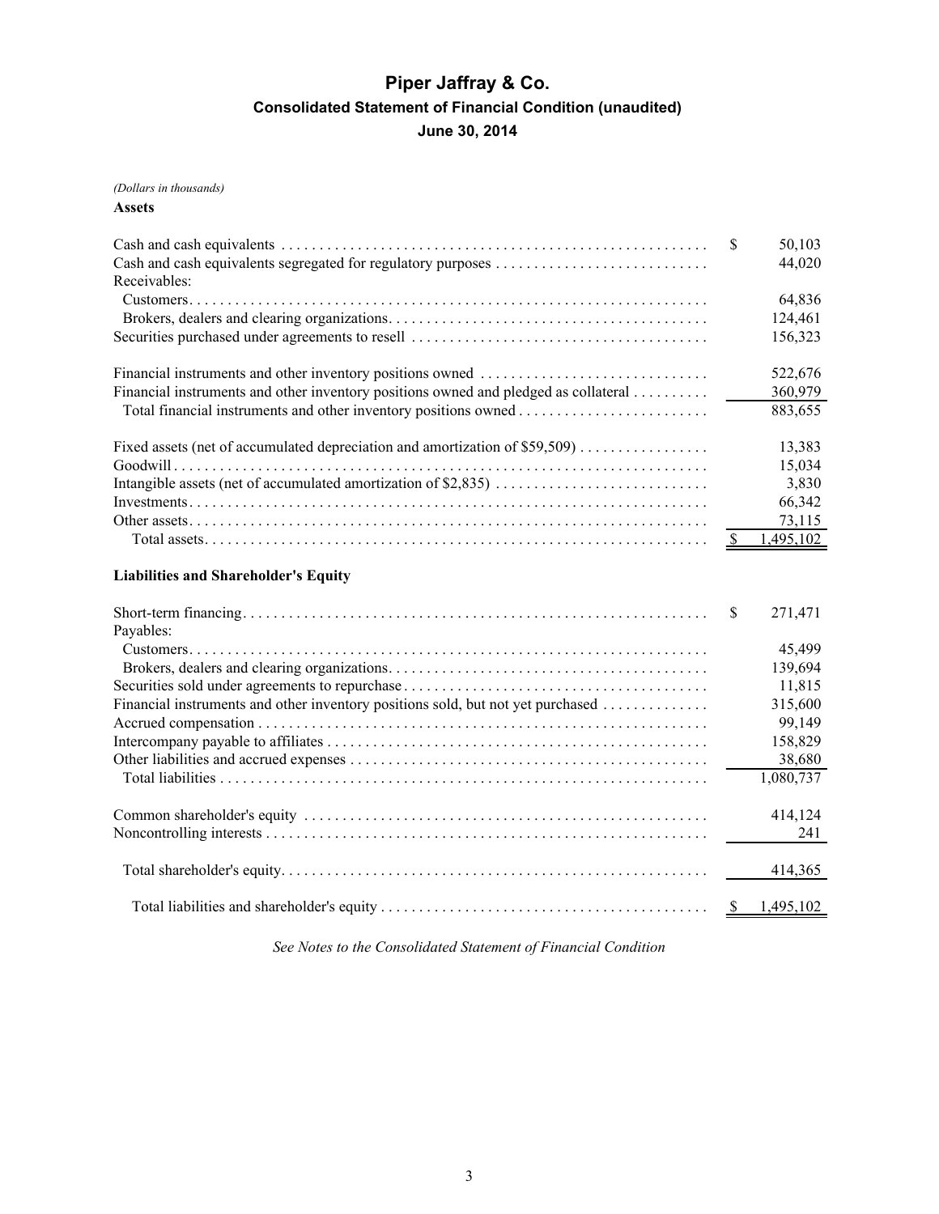# Piper Jaffray & Co.

## Consolidated Statement of Financial Condition (unaudited)

### June 30, 2014

*(Dollars in thousands)*

**Assets**

| | |
|---|---|
| Cash and cash equivalents | $ 50,103 |
| Cash and cash equivalents segregated for regulatory purposes | 44,020 |
| Receivables: | |
| Customers | 64,836 |
| Brokers, dealers and clearing organizations | 124,461 |
| Securities purchased under agreements to resell | 156,323 |
| | |
| Financial instruments and other inventory positions owned | 522,676 |
| Financial instruments and other inventory positions owned and pledged as collateral | 360,979 |
| Total financial instruments and other inventory positions owned | 883,655 |
| | |
| Fixed assets (net of accumulated depreciation and amortization of $59,509) | 13,383 |
| Goodwill | 15,034 |
| Intangible assets (net of accumulated amortization of $2,835) | 3,830 |
| Investments | 66,342 |
| Other assets | 73,115 |
| Total assets | $ 1,495,102 |

**Liabilities and Shareholder's Equity**

| | |
|---|---|
| Short-term financing | $ 271,471 |
| Payables: | |
| Customers | 45,499 |
| Brokers, dealers and clearing organizations | 139,694 |
| Securities sold under agreements to repurchase | 11,815 |
| Financial instruments and other inventory positions sold, but not yet purchased | 315,600 |
| Accrued compensation | 99,149 |
| Intercompany payable to affiliates | 158,829 |
| Other liabilities and accrued expenses | 38,680 |
| Total liabilities | 1,080,737 |
| | |
| Common shareholder's equity | 414,124 |
| Noncontrolling interests | 241 |
| | |
| Total shareholder's equity | 414,365 |
| | |
| Total liabilities and shareholder's equity | $ 1,495,102 |

*See Notes to the Consolidated Statement of Financial Condition*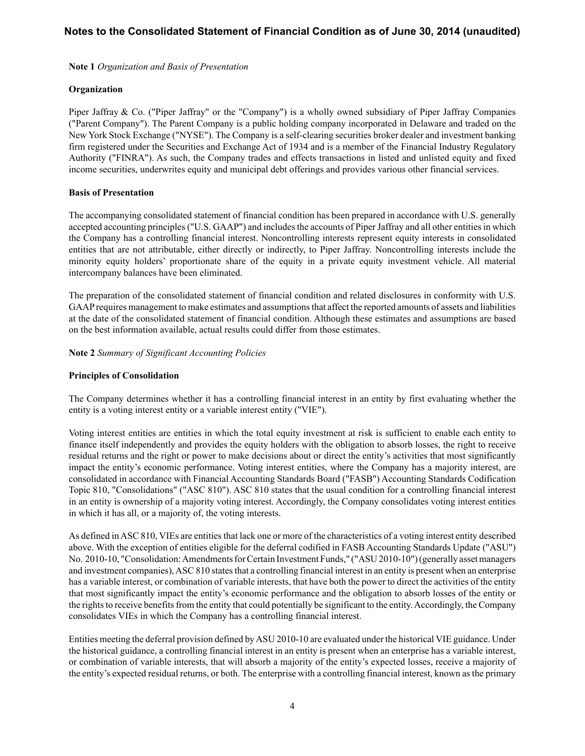## Notes to the Consolidated Statement of Financial Condition as of June 30, 2014 (unaudited)

**Note 1** *Organization and Basis of Presentation*

**Organization**

Piper Jaffray & Co. ("Piper Jaffray" or the "Company") is a wholly owned subsidiary of Piper Jaffray Companies ("Parent Company"). The Parent Company is a public holding company incorporated in Delaware and traded on the New York Stock Exchange ("NYSE"). The Company is a self-clearing securities broker dealer and investment banking firm registered under the Securities and Exchange Act of 1934 and is a member of the Financial Industry Regulatory Authority ("FINRA"). As such, the Company trades and effects transactions in listed and unlisted equity and fixed income securities, underwrites equity and municipal debt offerings and provides various other financial services.

**Basis of Presentation**

The accompanying consolidated statement of financial condition has been prepared in accordance with U.S. generally accepted accounting principles ("U.S. GAAP") and includes the accounts of Piper Jaffray and all other entities in which the Company has a controlling financial interest. Noncontrolling interests represent equity interests in consolidated entities that are not attributable, either directly or indirectly, to Piper Jaffray. Noncontrolling interests include the minority equity holders' proportionate share of the equity in a private equity investment vehicle. All material intercompany balances have been eliminated.

The preparation of the consolidated statement of financial condition and related disclosures in conformity with U.S. GAAP requires management to make estimates and assumptions that affect the reported amounts of assets and liabilities at the date of the consolidated statement of financial condition. Although these estimates and assumptions are based on the best information available, actual results could differ from those estimates.

**Note 2** *Summary of Significant Accounting Policies*

**Principles of Consolidation**

The Company determines whether it has a controlling financial interest in an entity by first evaluating whether the entity is a voting interest entity or a variable interest entity ("VIE").

Voting interest entities are entities in which the total equity investment at risk is sufficient to enable each entity to finance itself independently and provides the equity holders with the obligation to absorb losses, the right to receive residual returns and the right or power to make decisions about or direct the entity's activities that most significantly impact the entity's economic performance. Voting interest entities, where the Company has a majority interest, are consolidated in accordance with Financial Accounting Standards Board ("FASB") Accounting Standards Codification Topic 810, "Consolidations" ("ASC 810"). ASC 810 states that the usual condition for a controlling financial interest in an entity is ownership of a majority voting interest. Accordingly, the Company consolidates voting interest entities in which it has all, or a majority of, the voting interests.

As defined in ASC 810, VIEs are entities that lack one or more of the characteristics of a voting interest entity described above. With the exception of entities eligible for the deferral codified in FASB Accounting Standards Update ("ASU") No. 2010-10, "Consolidation: Amendments for Certain Investment Funds," ("ASU 2010-10") (generally asset managers and investment companies), ASC 810 states that a controlling financial interest in an entity is present when an enterprise has a variable interest, or combination of variable interests, that have both the power to direct the activities of the entity that most significantly impact the entity's economic performance and the obligation to absorb losses of the entity or the rights to receive benefits from the entity that could potentially be significant to the entity. Accordingly, the Company consolidates VIEs in which the Company has a controlling financial interest.

Entities meeting the deferral provision defined by ASU 2010-10 are evaluated under the historical VIE guidance. Under the historical guidance, a controlling financial interest in an entity is present when an enterprise has a variable interest, or combination of variable interests, that will absorb a majority of the entity's expected losses, receive a majority of the entity's expected residual returns, or both. The enterprise with a controlling financial interest, known as the primary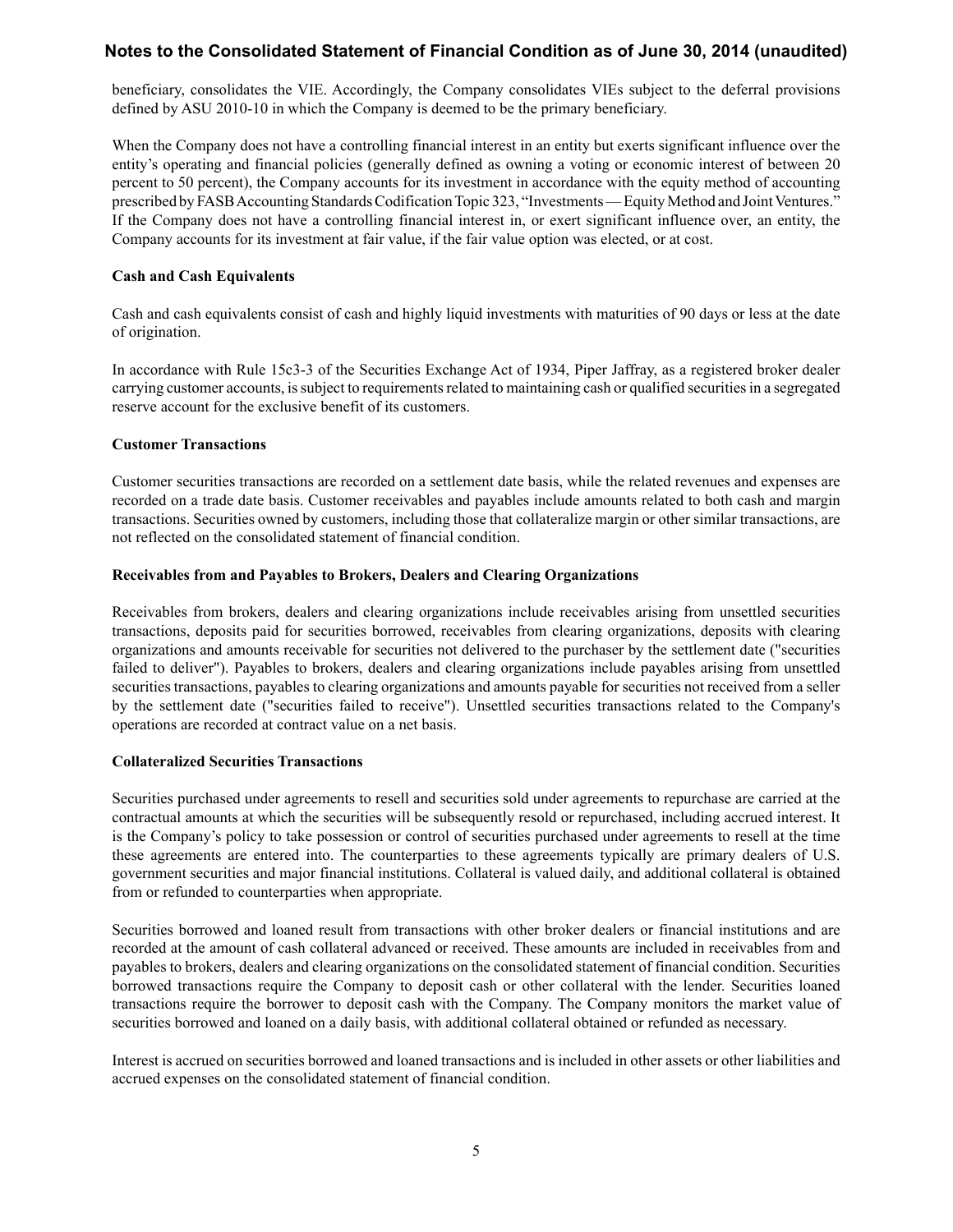beneficiary, consolidates the VIE. Accordingly, the Company consolidates VIEs subject to the deferral provisions defined by ASU 2010-10 in which the Company is deemed to be the primary beneficiary.

When the Company does not have a controlling financial interest in an entity but exerts significant influence over the entity's operating and financial policies (generally defined as owning a voting or economic interest of between 20 percent to 50 percent), the Company accounts for its investment in accordance with the equity method of accounting prescribed by FASB Accounting Standards Codification Topic 323, "Investments — Equity Method and Joint Ventures." If the Company does not have a controlling financial interest in, or exert significant influence over, an entity, the Company accounts for its investment at fair value, if the fair value option was elected, or at cost.

**Cash and Cash Equivalents**

Cash and cash equivalents consist of cash and highly liquid investments with maturities of 90 days or less at the date of origination.

In accordance with Rule 15c3-3 of the Securities Exchange Act of 1934, Piper Jaffray, as a registered broker dealer carrying customer accounts, is subject to requirements related to maintaining cash or qualified securities in a segregated reserve account for the exclusive benefit of its customers.

**Customer Transactions**

Customer securities transactions are recorded on a settlement date basis, while the related revenues and expenses are recorded on a trade date basis. Customer receivables and payables include amounts related to both cash and margin transactions. Securities owned by customers, including those that collateralize margin or other similar transactions, are not reflected on the consolidated statement of financial condition.

**Receivables from and Payables to Brokers, Dealers and Clearing Organizations**

Receivables from brokers, dealers and clearing organizations include receivables arising from unsettled securities transactions, deposits paid for securities borrowed, receivables from clearing organizations, deposits with clearing organizations and amounts receivable for securities not delivered to the purchaser by the settlement date ("securities failed to deliver"). Payables to brokers, dealers and clearing organizations include payables arising from unsettled securities transactions, payables to clearing organizations and amounts payable for securities not received from a seller by the settlement date ("securities failed to receive"). Unsettled securities transactions related to the Company's operations are recorded at contract value on a net basis.

**Collateralized Securities Transactions**

Securities purchased under agreements to resell and securities sold under agreements to repurchase are carried at the contractual amounts at which the securities will be subsequently resold or repurchased, including accrued interest. It is the Company's policy to take possession or control of securities purchased under agreements to resell at the time these agreements are entered into. The counterparties to these agreements typically are primary dealers of U.S. government securities and major financial institutions. Collateral is valued daily, and additional collateral is obtained from or refunded to counterparties when appropriate.

Securities borrowed and loaned result from transactions with other broker dealers or financial institutions and are recorded at the amount of cash collateral advanced or received. These amounts are included in receivables from and payables to brokers, dealers and clearing organizations on the consolidated statement of financial condition. Securities borrowed transactions require the Company to deposit cash or other collateral with the lender. Securities loaned transactions require the borrower to deposit cash with the Company. The Company monitors the market value of securities borrowed and loaned on a daily basis, with additional collateral obtained or refunded as necessary.

Interest is accrued on securities borrowed and loaned transactions and is included in other assets or other liabilities and accrued expenses on the consolidated statement of financial condition.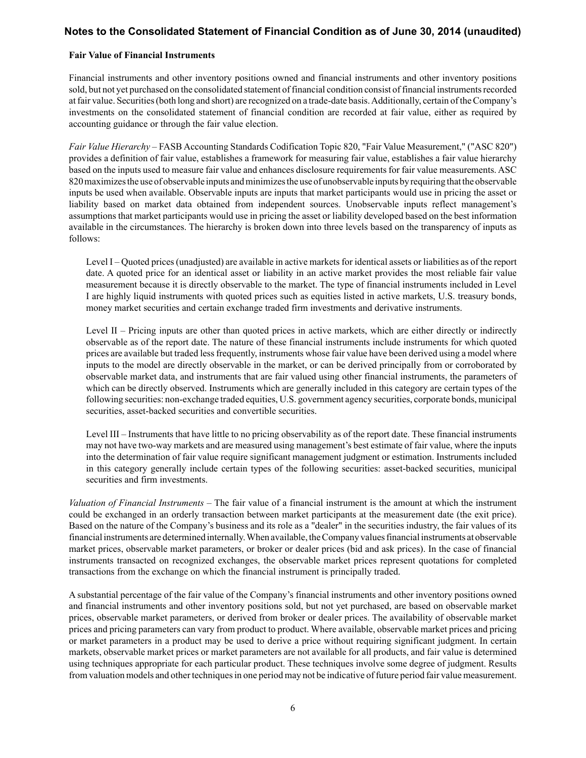**Fair Value of Financial Instruments**

Financial instruments and other inventory positions owned and financial instruments and other inventory positions sold, but not yet purchased on the consolidated statement of financial condition consist of financial instruments recorded at fair value. Securities (both long and short) are recognized on a trade-date basis. Additionally, certain of the Company's investments on the consolidated statement of financial condition are recorded at fair value, either as required by accounting guidance or through the fair value election.

*Fair Value Hierarchy* – FASB Accounting Standards Codification Topic 820, "Fair Value Measurement," ("ASC 820") provides a definition of fair value, establishes a framework for measuring fair value, establishes a fair value hierarchy based on the inputs used to measure fair value and enhances disclosure requirements for fair value measurements. ASC 820 maximizes the use of observable inputs and minimizes the use of unobservable inputs by requiring that the observable inputs be used when available. Observable inputs are inputs that market participants would use in pricing the asset or liability based on market data obtained from independent sources. Unobservable inputs reflect management's assumptions that market participants would use in pricing the asset or liability developed based on the best information available in the circumstances. The hierarchy is broken down into three levels based on the transparency of inputs as follows:

Level I – Quoted prices (unadjusted) are available in active markets for identical assets or liabilities as of the report date. A quoted price for an identical asset or liability in an active market provides the most reliable fair value measurement because it is directly observable to the market. The type of financial instruments included in Level I are highly liquid instruments with quoted prices such as equities listed in active markets, U.S. treasury bonds, money market securities and certain exchange traded firm investments and derivative instruments.

Level II – Pricing inputs are other than quoted prices in active markets, which are either directly or indirectly observable as of the report date. The nature of these financial instruments include instruments for which quoted prices are available but traded less frequently, instruments whose fair value have been derived using a model where inputs to the model are directly observable in the market, or can be derived principally from or corroborated by observable market data, and instruments that are fair valued using other financial instruments, the parameters of which can be directly observed. Instruments which are generally included in this category are certain types of the following securities: non-exchange traded equities, U.S. government agency securities, corporate bonds, municipal securities, asset-backed securities and convertible securities.

Level III – Instruments that have little to no pricing observability as of the report date. These financial instruments may not have two-way markets and are measured using management's best estimate of fair value, where the inputs into the determination of fair value require significant management judgment or estimation. Instruments included in this category generally include certain types of the following securities: asset-backed securities, municipal securities and firm investments.

*Valuation of Financial Instruments* – The fair value of a financial instrument is the amount at which the instrument could be exchanged in an orderly transaction between market participants at the measurement date (the exit price). Based on the nature of the Company's business and its role as a "dealer" in the securities industry, the fair values of its financial instruments are determined internally. When available, the Company values financial instruments at observable market prices, observable market parameters, or broker or dealer prices (bid and ask prices). In the case of financial instruments transacted on recognized exchanges, the observable market prices represent quotations for completed transactions from the exchange on which the financial instrument is principally traded.

A substantial percentage of the fair value of the Company's financial instruments and other inventory positions owned and financial instruments and other inventory positions sold, but not yet purchased, are based on observable market prices, observable market parameters, or derived from broker or dealer prices. The availability of observable market prices and pricing parameters can vary from product to product. Where available, observable market prices and pricing or market parameters in a product may be used to derive a price without requiring significant judgment. In certain markets, observable market prices or market parameters are not available for all products, and fair value is determined using techniques appropriate for each particular product. These techniques involve some degree of judgment. Results from valuation models and other techniques in one period may not be indicative of future period fair value measurement.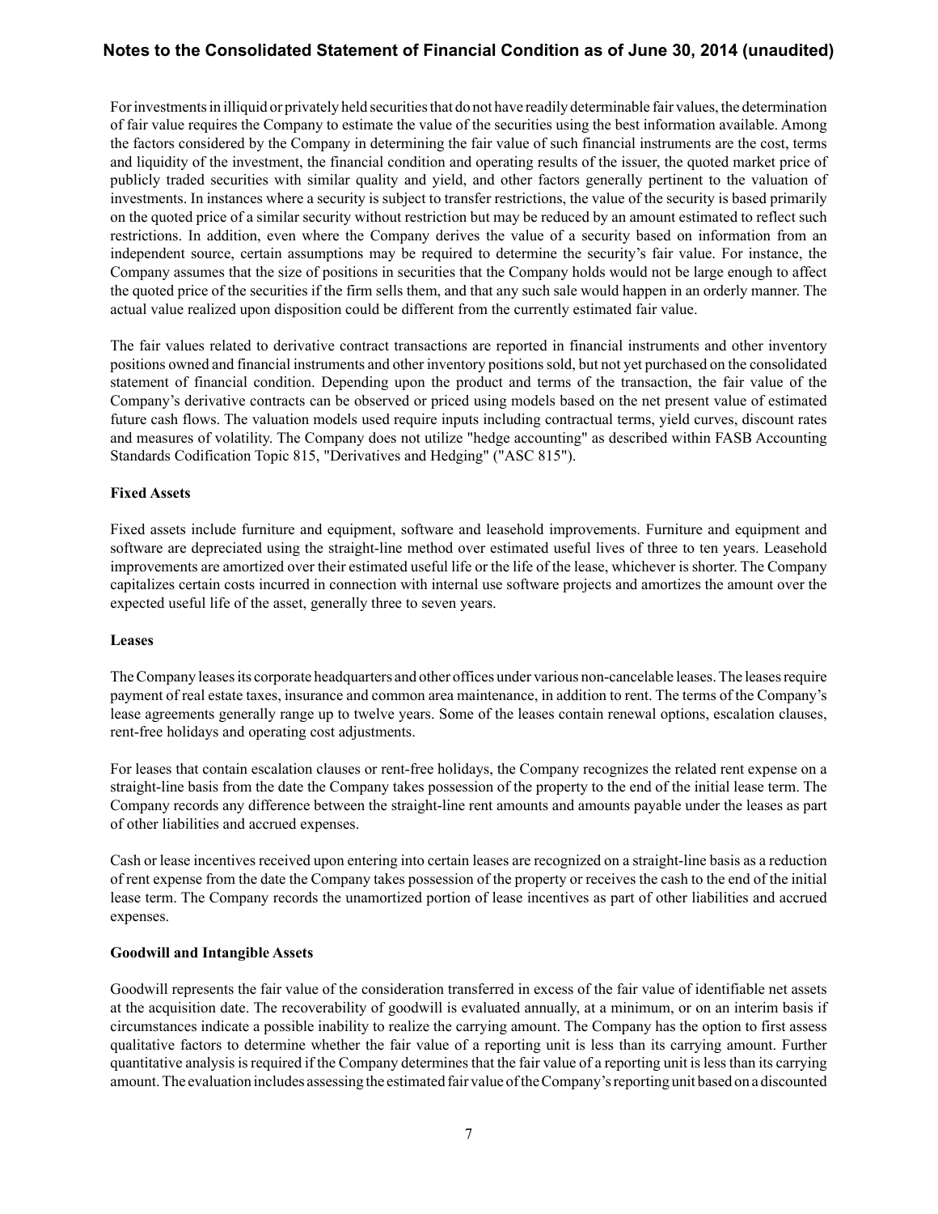For investments in illiquid or privately held securities that do not have readily determinable fair values, the determination of fair value requires the Company to estimate the value of the securities using the best information available. Among the factors considered by the Company in determining the fair value of such financial instruments are the cost, terms and liquidity of the investment, the financial condition and operating results of the issuer, the quoted market price of publicly traded securities with similar quality and yield, and other factors generally pertinent to the valuation of investments. In instances where a security is subject to transfer restrictions, the value of the security is based primarily on the quoted price of a similar security without restriction but may be reduced by an amount estimated to reflect such restrictions. In addition, even where the Company derives the value of a security based on information from an independent source, certain assumptions may be required to determine the security's fair value. For instance, the Company assumes that the size of positions in securities that the Company holds would not be large enough to affect the quoted price of the securities if the firm sells them, and that any such sale would happen in an orderly manner. The actual value realized upon disposition could be different from the currently estimated fair value.

The fair values related to derivative contract transactions are reported in financial instruments and other inventory positions owned and financial instruments and other inventory positions sold, but not yet purchased on the consolidated statement of financial condition. Depending upon the product and terms of the transaction, the fair value of the Company's derivative contracts can be observed or priced using models based on the net present value of estimated future cash flows. The valuation models used require inputs including contractual terms, yield curves, discount rates and measures of volatility. The Company does not utilize "hedge accounting" as described within FASB Accounting Standards Codification Topic 815, "Derivatives and Hedging" ("ASC 815").

**Fixed Assets**

Fixed assets include furniture and equipment, software and leasehold improvements. Furniture and equipment and software are depreciated using the straight-line method over estimated useful lives of three to ten years. Leasehold improvements are amortized over their estimated useful life or the life of the lease, whichever is shorter. The Company capitalizes certain costs incurred in connection with internal use software projects and amortizes the amount over the expected useful life of the asset, generally three to seven years.

**Leases**

The Company leases its corporate headquarters and other offices under various non-cancelable leases. The leases require payment of real estate taxes, insurance and common area maintenance, in addition to rent. The terms of the Company's lease agreements generally range up to twelve years. Some of the leases contain renewal options, escalation clauses, rent-free holidays and operating cost adjustments.

For leases that contain escalation clauses or rent-free holidays, the Company recognizes the related rent expense on a straight-line basis from the date the Company takes possession of the property to the end of the initial lease term. The Company records any difference between the straight-line rent amounts and amounts payable under the leases as part of other liabilities and accrued expenses.

Cash or lease incentives received upon entering into certain leases are recognized on a straight-line basis as a reduction of rent expense from the date the Company takes possession of the property or receives the cash to the end of the initial lease term. The Company records the unamortized portion of lease incentives as part of other liabilities and accrued expenses.

**Goodwill and Intangible Assets**

Goodwill represents the fair value of the consideration transferred in excess of the fair value of identifiable net assets at the acquisition date. The recoverability of goodwill is evaluated annually, at a minimum, or on an interim basis if circumstances indicate a possible inability to realize the carrying amount. The Company has the option to first assess qualitative factors to determine whether the fair value of a reporting unit is less than its carrying amount. Further quantitative analysis is required if the Company determines that the fair value of a reporting unit is less than its carrying amount. The evaluation includes assessing the estimated fair value of the Company's reporting unit based on a discounted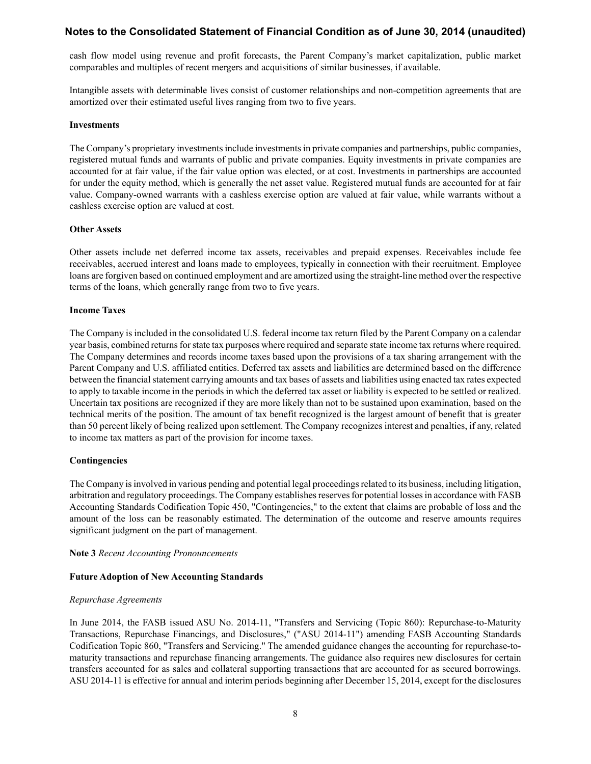cash flow model using revenue and profit forecasts, the Parent Company's market capitalization, public market comparables and multiples of recent mergers and acquisitions of similar businesses, if available.

Intangible assets with determinable lives consist of customer relationships and non-competition agreements that are amortized over their estimated useful lives ranging from two to five years.

**Investments**

The Company's proprietary investments include investments in private companies and partnerships, public companies, registered mutual funds and warrants of public and private companies. Equity investments in private companies are accounted for at fair value, if the fair value option was elected, or at cost. Investments in partnerships are accounted for under the equity method, which is generally the net asset value. Registered mutual funds are accounted for at fair value. Company-owned warrants with a cashless exercise option are valued at fair value, while warrants without a cashless exercise option are valued at cost.

**Other Assets**

Other assets include net deferred income tax assets, receivables and prepaid expenses. Receivables include fee receivables, accrued interest and loans made to employees, typically in connection with their recruitment. Employee loans are forgiven based on continued employment and are amortized using the straight-line method over the respective terms of the loans, which generally range from two to five years.

**Income Taxes**

The Company is included in the consolidated U.S. federal income tax return filed by the Parent Company on a calendar year basis, combined returns for state tax purposes where required and separate state income tax returns where required. The Company determines and records income taxes based upon the provisions of a tax sharing arrangement with the Parent Company and U.S. affiliated entities. Deferred tax assets and liabilities are determined based on the difference between the financial statement carrying amounts and tax bases of assets and liabilities using enacted tax rates expected to apply to taxable income in the periods in which the deferred tax asset or liability is expected to be settled or realized. Uncertain tax positions are recognized if they are more likely than not to be sustained upon examination, based on the technical merits of the position. The amount of tax benefit recognized is the largest amount of benefit that is greater than 50 percent likely of being realized upon settlement. The Company recognizes interest and penalties, if any, related to income tax matters as part of the provision for income taxes.

**Contingencies**

The Company is involved in various pending and potential legal proceedings related to its business, including litigation, arbitration and regulatory proceedings. The Company establishes reserves for potential losses in accordance with FASB Accounting Standards Codification Topic 450, "Contingencies," to the extent that claims are probable of loss and the amount of the loss can be reasonably estimated. The determination of the outcome and reserve amounts requires significant judgment on the part of management.

**Note 3** *Recent Accounting Pronouncements*

**Future Adoption of New Accounting Standards**

*Repurchase Agreements*

In June 2014, the FASB issued ASU No. 2014-11, "Transfers and Servicing (Topic 860): Repurchase-to-Maturity Transactions, Repurchase Financings, and Disclosures," ("ASU 2014-11") amending FASB Accounting Standards Codification Topic 860, "Transfers and Servicing." The amended guidance changes the accounting for repurchase-to-maturity transactions and repurchase financing arrangements. The guidance also requires new disclosures for certain transfers accounted for as sales and collateral supporting transactions that are accounted for as secured borrowings. ASU 2014-11 is effective for annual and interim periods beginning after December 15, 2014, except for the disclosures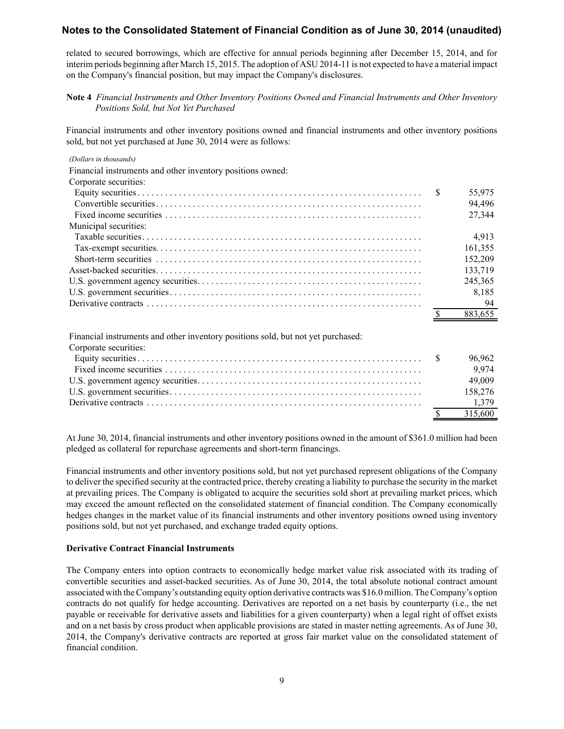related to secured borrowings, which are effective for annual periods beginning after December 15, 2014, and for interim periods beginning after March 15, 2015. The adoption of ASU 2014-11 is not expected to have a material impact on the Company's financial position, but may impact the Company's disclosures.

**Note 4** *Financial Instruments and Other Inventory Positions Owned and Financial Instruments and Other Inventory Positions Sold, but Not Yet Purchased*

Financial instruments and other inventory positions owned and financial instruments and other inventory positions sold, but not yet purchased at June 30, 2014 were as follows:

| *(Dollars in thousands)* | |
|---|---|
| Financial instruments and other inventory positions owned: | |
| Corporate securities: | |
| Equity securities | $ 55,975 |
| Convertible securities | 94,496 |
| Fixed income securities | 27,344 |
| Municipal securities: | |
| Taxable securities | 4,913 |
| Tax-exempt securities | 161,355 |
| Short-term securities | 152,209 |
| Asset-backed securities | 133,719 |
| U.S. government agency securities | 245,365 |
| U.S. government securities | 8,185 |
| Derivative contracts | 94 |
| | $ 883,655 |
| | |
| Financial instruments and other inventory positions sold, but not yet purchased: | |
| Corporate securities: | |
| Equity securities | $ 96,962 |
| Fixed income securities | 9,974 |
| U.S. government agency securities | 49,009 |
| U.S. government securities | 158,276 |
| Derivative contracts | 1,379 |
| | $ 315,600 |

At June 30, 2014, financial instruments and other inventory positions owned in the amount of $361.0 million had been pledged as collateral for repurchase agreements and short-term financings.

Financial instruments and other inventory positions sold, but not yet purchased represent obligations of the Company to deliver the specified security at the contracted price, thereby creating a liability to purchase the security in the market at prevailing prices. The Company is obligated to acquire the securities sold short at prevailing market prices, which may exceed the amount reflected on the consolidated statement of financial condition. The Company economically hedges changes in the market value of its financial instruments and other inventory positions owned using inventory positions sold, but not yet purchased, and exchange traded equity options.

**Derivative Contract Financial Instruments**

The Company enters into option contracts to economically hedge market value risk associated with its trading of convertible securities and asset-backed securities. As of June 30, 2014, the total absolute notional contract amount associated with the Company's outstanding equity option derivative contracts was $16.0 million. The Company's option contracts do not qualify for hedge accounting. Derivatives are reported on a net basis by counterparty (i.e., the net payable or receivable for derivative assets and liabilities for a given counterparty) when a legal right of offset exists and on a net basis by cross product when applicable provisions are stated in master netting agreements. As of June 30, 2014, the Company's derivative contracts are reported at gross fair market value on the consolidated statement of financial condition.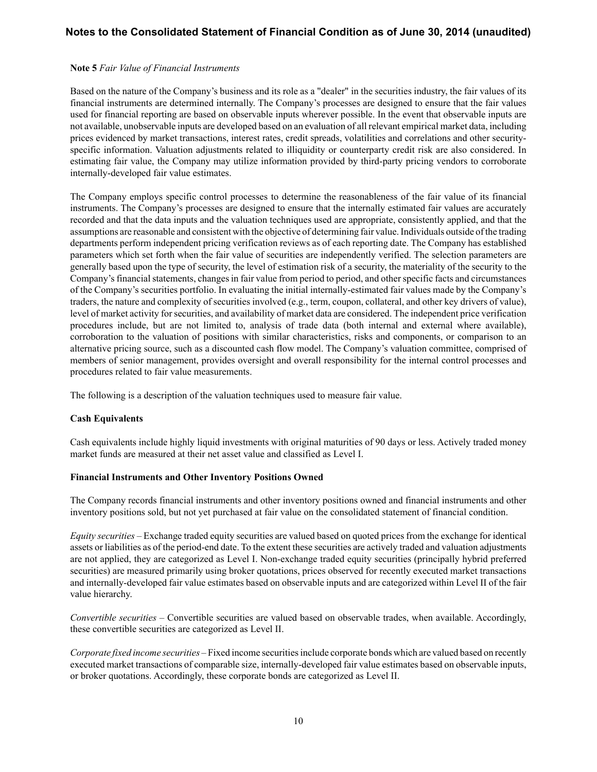**Note 5** *Fair Value of Financial Instruments*

Based on the nature of the Company's business and its role as a "dealer" in the securities industry, the fair values of its financial instruments are determined internally. The Company's processes are designed to ensure that the fair values used for financial reporting are based on observable inputs wherever possible. In the event that observable inputs are not available, unobservable inputs are developed based on an evaluation of all relevant empirical market data, including prices evidenced by market transactions, interest rates, credit spreads, volatilities and correlations and other security-specific information. Valuation adjustments related to illiquidity or counterparty credit risk are also considered. In estimating fair value, the Company may utilize information provided by third-party pricing vendors to corroborate internally-developed fair value estimates.

The Company employs specific control processes to determine the reasonableness of the fair value of its financial instruments. The Company's processes are designed to ensure that the internally estimated fair values are accurately recorded and that the data inputs and the valuation techniques used are appropriate, consistently applied, and that the assumptions are reasonable and consistent with the objective of determining fair value. Individuals outside of the trading departments perform independent pricing verification reviews as of each reporting date. The Company has established parameters which set forth when the fair value of securities are independently verified. The selection parameters are generally based upon the type of security, the level of estimation risk of a security, the materiality of the security to the Company's financial statements, changes in fair value from period to period, and other specific facts and circumstances of the Company's securities portfolio. In evaluating the initial internally-estimated fair values made by the Company's traders, the nature and complexity of securities involved (e.g., term, coupon, collateral, and other key drivers of value), level of market activity for securities, and availability of market data are considered. The independent price verification procedures include, but are not limited to, analysis of trade data (both internal and external where available), corroboration to the valuation of positions with similar characteristics, risks and components, or comparison to an alternative pricing source, such as a discounted cash flow model. The Company's valuation committee, comprised of members of senior management, provides oversight and overall responsibility for the internal control processes and procedures related to fair value measurements.

The following is a description of the valuation techniques used to measure fair value.

**Cash Equivalents**

Cash equivalents include highly liquid investments with original maturities of 90 days or less. Actively traded money market funds are measured at their net asset value and classified as Level I.

**Financial Instruments and Other Inventory Positions Owned**

The Company records financial instruments and other inventory positions owned and financial instruments and other inventory positions sold, but not yet purchased at fair value on the consolidated statement of financial condition.

*Equity securities* – Exchange traded equity securities are valued based on quoted prices from the exchange for identical assets or liabilities as of the period-end date. To the extent these securities are actively traded and valuation adjustments are not applied, they are categorized as Level I. Non-exchange traded equity securities (principally hybrid preferred securities) are measured primarily using broker quotations, prices observed for recently executed market transactions and internally-developed fair value estimates based on observable inputs and are categorized within Level II of the fair value hierarchy.

*Convertible securities* – Convertible securities are valued based on observable trades, when available. Accordingly, these convertible securities are categorized as Level II.

*Corporate fixed income securities* – Fixed income securities include corporate bonds which are valued based on recently executed market transactions of comparable size, internally-developed fair value estimates based on observable inputs, or broker quotations. Accordingly, these corporate bonds are categorized as Level II.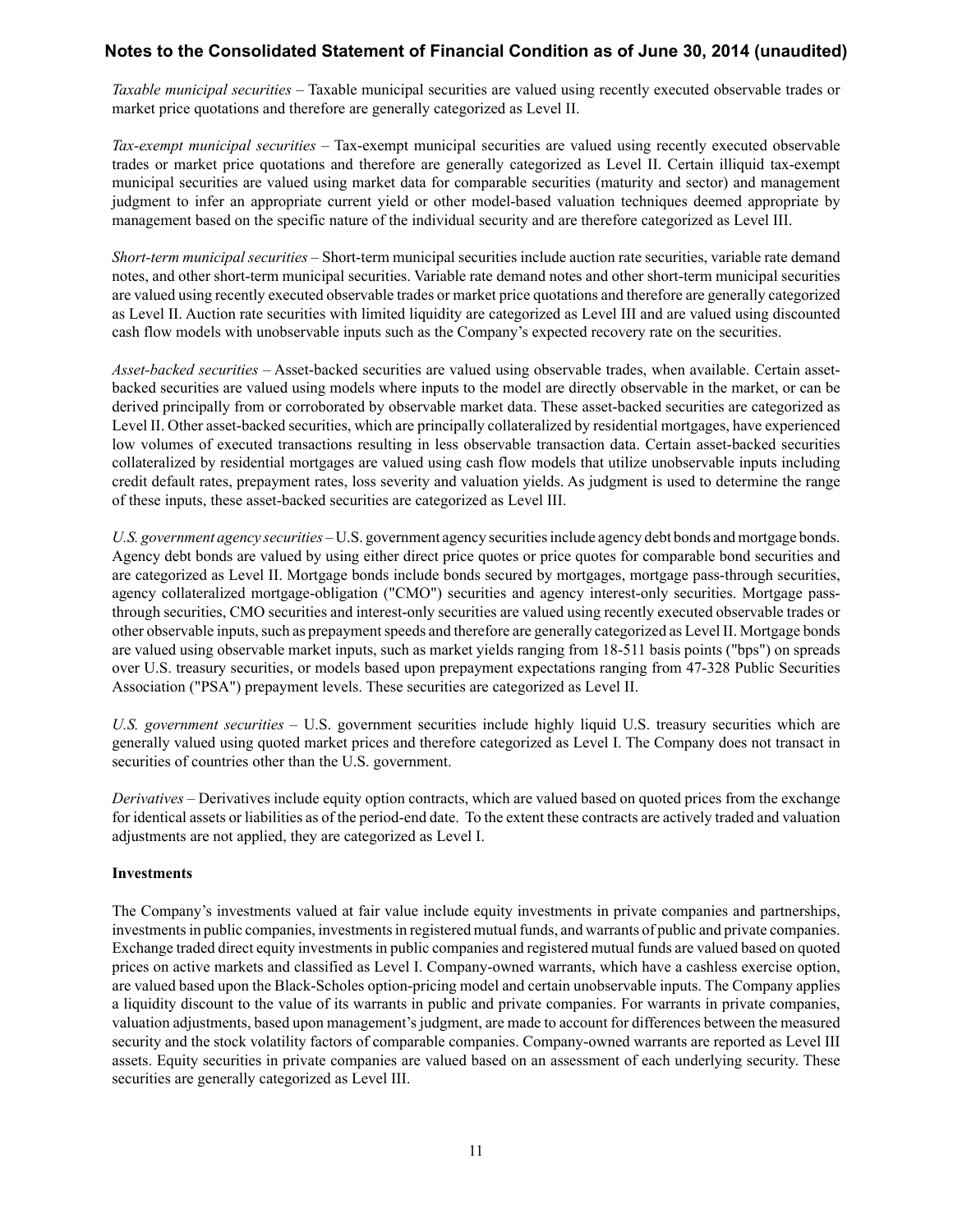*Taxable municipal securities* – Taxable municipal securities are valued using recently executed observable trades or market price quotations and therefore are generally categorized as Level II.

*Tax-exempt municipal securities* – Tax-exempt municipal securities are valued using recently executed observable trades or market price quotations and therefore are generally categorized as Level II. Certain illiquid tax-exempt municipal securities are valued using market data for comparable securities (maturity and sector) and management judgment to infer an appropriate current yield or other model-based valuation techniques deemed appropriate by management based on the specific nature of the individual security and are therefore categorized as Level III.

*Short-term municipal securities* – Short-term municipal securities include auction rate securities, variable rate demand notes, and other short-term municipal securities. Variable rate demand notes and other short-term municipal securities are valued using recently executed observable trades or market price quotations and therefore are generally categorized as Level II. Auction rate securities with limited liquidity are categorized as Level III and are valued using discounted cash flow models with unobservable inputs such as the Company's expected recovery rate on the securities.

*Asset-backed securities* – Asset-backed securities are valued using observable trades, when available. Certain asset-backed securities are valued using models where inputs to the model are directly observable in the market, or can be derived principally from or corroborated by observable market data. These asset-backed securities are categorized as Level II. Other asset-backed securities, which are principally collateralized by residential mortgages, have experienced low volumes of executed transactions resulting in less observable transaction data. Certain asset-backed securities collateralized by residential mortgages are valued using cash flow models that utilize unobservable inputs including credit default rates, prepayment rates, loss severity and valuation yields. As judgment is used to determine the range of these inputs, these asset-backed securities are categorized as Level III.

*U.S. government agency securities* – U.S. government agency securities include agency debt bonds and mortgage bonds. Agency debt bonds are valued by using either direct price quotes or price quotes for comparable bond securities and are categorized as Level II. Mortgage bonds include bonds secured by mortgages, mortgage pass-through securities, agency collateralized mortgage-obligation ("CMO") securities and agency interest-only securities. Mortgage pass-through securities, CMO securities and interest-only securities are valued using recently executed observable trades or other observable inputs, such as prepayment speeds and therefore are generally categorized as Level II. Mortgage bonds are valued using observable market inputs, such as market yields ranging from 18-511 basis points ("bps") on spreads over U.S. treasury securities, or models based upon prepayment expectations ranging from 47-328 Public Securities Association ("PSA") prepayment levels. These securities are categorized as Level II.

*U.S. government securities* – U.S. government securities include highly liquid U.S. treasury securities which are generally valued using quoted market prices and therefore categorized as Level I. The Company does not transact in securities of countries other than the U.S. government.

*Derivatives* – Derivatives include equity option contracts, which are valued based on quoted prices from the exchange for identical assets or liabilities as of the period-end date. To the extent these contracts are actively traded and valuation adjustments are not applied, they are categorized as Level I.

**Investments**

The Company's investments valued at fair value include equity investments in private companies and partnerships, investments in public companies, investments in registered mutual funds, and warrants of public and private companies. Exchange traded direct equity investments in public companies and registered mutual funds are valued based on quoted prices on active markets and classified as Level I. Company-owned warrants, which have a cashless exercise option, are valued based upon the Black-Scholes option-pricing model and certain unobservable inputs. The Company applies a liquidity discount to the value of its warrants in public and private companies. For warrants in private companies, valuation adjustments, based upon management's judgment, are made to account for differences between the measured security and the stock volatility factors of comparable companies. Company-owned warrants are reported as Level III assets. Equity securities in private companies are valued based on an assessment of each underlying security. These securities are generally categorized as Level III.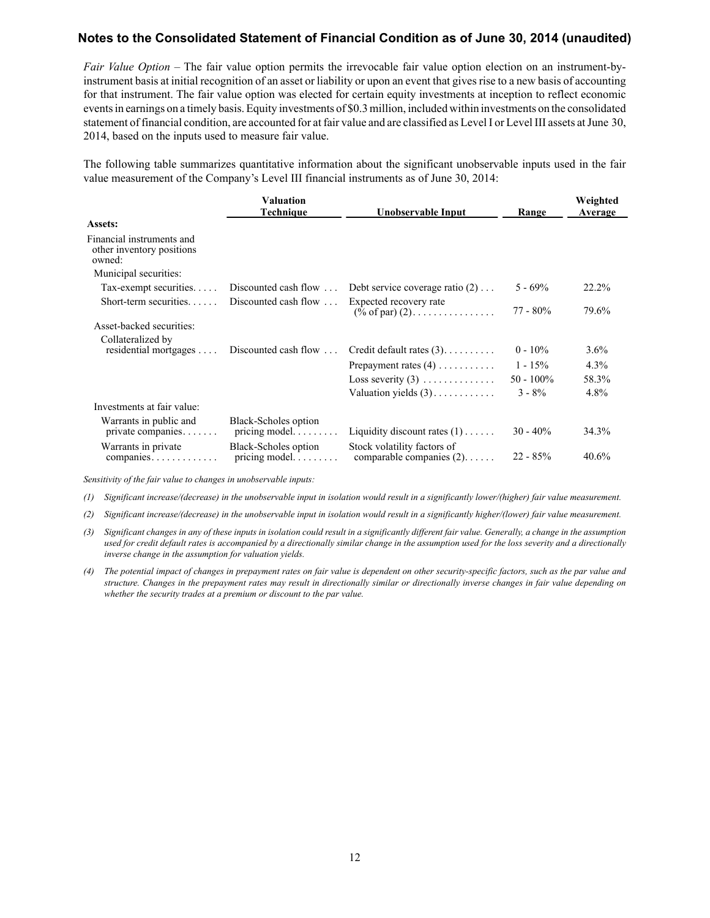## Notes to the Consolidated Statement of Financial Condition as of June 30, 2014 (unaudited)

*Fair Value Option* – The fair value option permits the irrevocable fair value option election on an instrument-by-instrument basis at initial recognition of an asset or liability or upon an event that gives rise to a new basis of accounting for that instrument. The fair value option was elected for certain equity investments at inception to reflect economic events in earnings on a timely basis. Equity investments of $0.3 million, included within investments on the consolidated statement of financial condition, are accounted for at fair value and are classified as Level I or Level III assets at June 30, 2014, based on the inputs used to measure fair value.

The following table summarizes quantitative information about the significant unobservable inputs used in the fair value measurement of the Company's Level III financial instruments as of June 30, 2014:

| | Valuation Technique | Unobservable Input | Range | Weighted Average |
|---|---|---|---|---|
| **Assets:** | | | | |
| Financial instruments and other inventory positions owned: | | | | |
| Municipal securities: | | | | |
| Tax-exempt securities | Discounted cash flow | Debt service coverage ratio (2) | 5 - 69% | 22.2% |
| Short-term securities | Discounted cash flow | Expected recovery rate (% of par) (2) | 77 - 80% | 79.6% |
| Asset-backed securities: | | | | |
| Collateralized by residential mortgages | Discounted cash flow | Credit default rates (3) | 0 - 10% | 3.6% |
| | | Prepayment rates (4) | 1 - 15% | 4.3% |
| | | Loss severity (3) | 50 - 100% | 58.3% |
| | | Valuation yields (3) | 3 - 8% | 4.8% |
| Investments at fair value: | | | | |
| Warrants in public and private companies | Black-Scholes option pricing model | Liquidity discount rates (1) | 30 - 40% | 34.3% |
| Warrants in private companies | Black-Scholes option pricing model | Stock volatility factors of comparable companies (2) | 22 - 85% | 40.6% |

*Sensitivity of the fair value to changes in unobservable inputs:*

*(1) Significant increase/(decrease) in the unobservable input in isolation would result in a significantly lower/(higher) fair value measurement.*

*(2) Significant increase/(decrease) in the unobservable input in isolation would result in a significantly higher/(lower) fair value measurement.*

*(3) Significant changes in any of these inputs in isolation could result in a significantly different fair value. Generally, a change in the assumption used for credit default rates is accompanied by a directionally similar change in the assumption used for the loss severity and a directionally inverse change in the assumption for valuation yields.*

*(4) The potential impact of changes in prepayment rates on fair value is dependent on other security-specific factors, such as the par value and structure. Changes in the prepayment rates may result in directionally similar or directionally inverse changes in fair value depending on whether the security trades at a premium or discount to the par value.*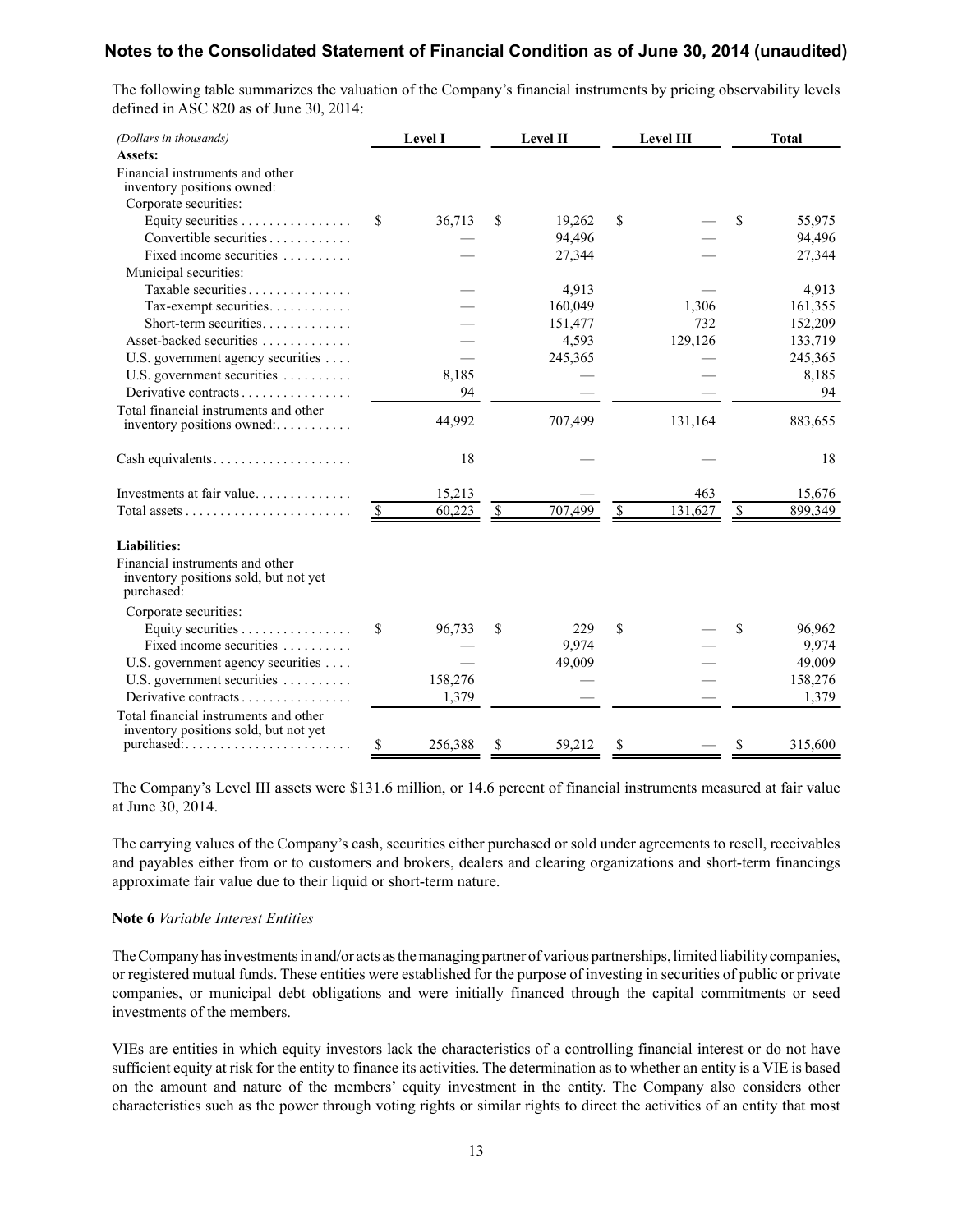## Notes to the Consolidated Statement of Financial Condition as of June 30, 2014 (unaudited)

The following table summarizes the valuation of the Company's financial instruments by pricing observability levels defined in ASC 820 as of June 30, 2014:

| *(Dollars in thousands)* | Level I | Level II | Level III | Total |
|---|---|---|---|---|
| **Assets:** | | | | |
| Financial instruments and other inventory positions owned: | | | | |
| Corporate securities: | | | | |
| Equity securities | $ 36,713 | $ 19,262 | $ — | $ 55,975 |
| Convertible securities | — | 94,496 | — | 94,496 |
| Fixed income securities | — | 27,344 | — | 27,344 |
| Municipal securities: | | | | |
| Taxable securities | — | 4,913 | — | 4,913 |
| Tax-exempt securities | — | 160,049 | 1,306 | 161,355 |
| Short-term securities | — | 151,477 | 732 | 152,209 |
| Asset-backed securities | — | 4,593 | 129,126 | 133,719 |
| U.S. government agency securities | — | 245,365 | — | 245,365 |
| U.S. government securities | 8,185 | — | — | 8,185 |
| Derivative contracts | 94 | — | — | 94 |
| Total financial instruments and other inventory positions owned: | 44,992 | 707,499 | 131,164 | 883,655 |
| Cash equivalents | 18 | — | — | 18 |
| Investments at fair value | 15,213 | — | 463 | 15,676 |
| Total assets | $ 60,223 | $ 707,499 | $ 131,627 | $ 899,349 |
| **Liabilities:** | | | | |
| Financial instruments and other inventory positions sold, but not yet purchased: | | | | |
| Corporate securities: | | | | |
| Equity securities | $ 96,733 | $ 229 | $ — | $ 96,962 |
| Fixed income securities | — | 9,974 | — | 9,974 |
| U.S. government agency securities | — | 49,009 | — | 49,009 |
| U.S. government securities | 158,276 | — | — | 158,276 |
| Derivative contracts | 1,379 | — | — | 1,379 |
| Total financial instruments and other inventory positions sold, but not yet purchased: | $ 256,388 | $ 59,212 | $ — | $ 315,600 |

The Company's Level III assets were $131.6 million, or 14.6 percent of financial instruments measured at fair value at June 30, 2014.

The carrying values of the Company's cash, securities either purchased or sold under agreements to resell, receivables and payables either from or to customers and brokers, dealers and clearing organizations and short-term financings approximate fair value due to their liquid or short-term nature.

**Note 6** *Variable Interest Entities*

The Company has investments in and/or acts as the managing partner of various partnerships, limited liability companies, or registered mutual funds. These entities were established for the purpose of investing in securities of public or private companies, or municipal debt obligations and were initially financed through the capital commitments or seed investments of the members.

VIEs are entities in which equity investors lack the characteristics of a controlling financial interest or do not have sufficient equity at risk for the entity to finance its activities. The determination as to whether an entity is a VIE is based on the amount and nature of the members' equity investment in the entity. The Company also considers other characteristics such as the power through voting rights or similar rights to direct the activities of an entity that most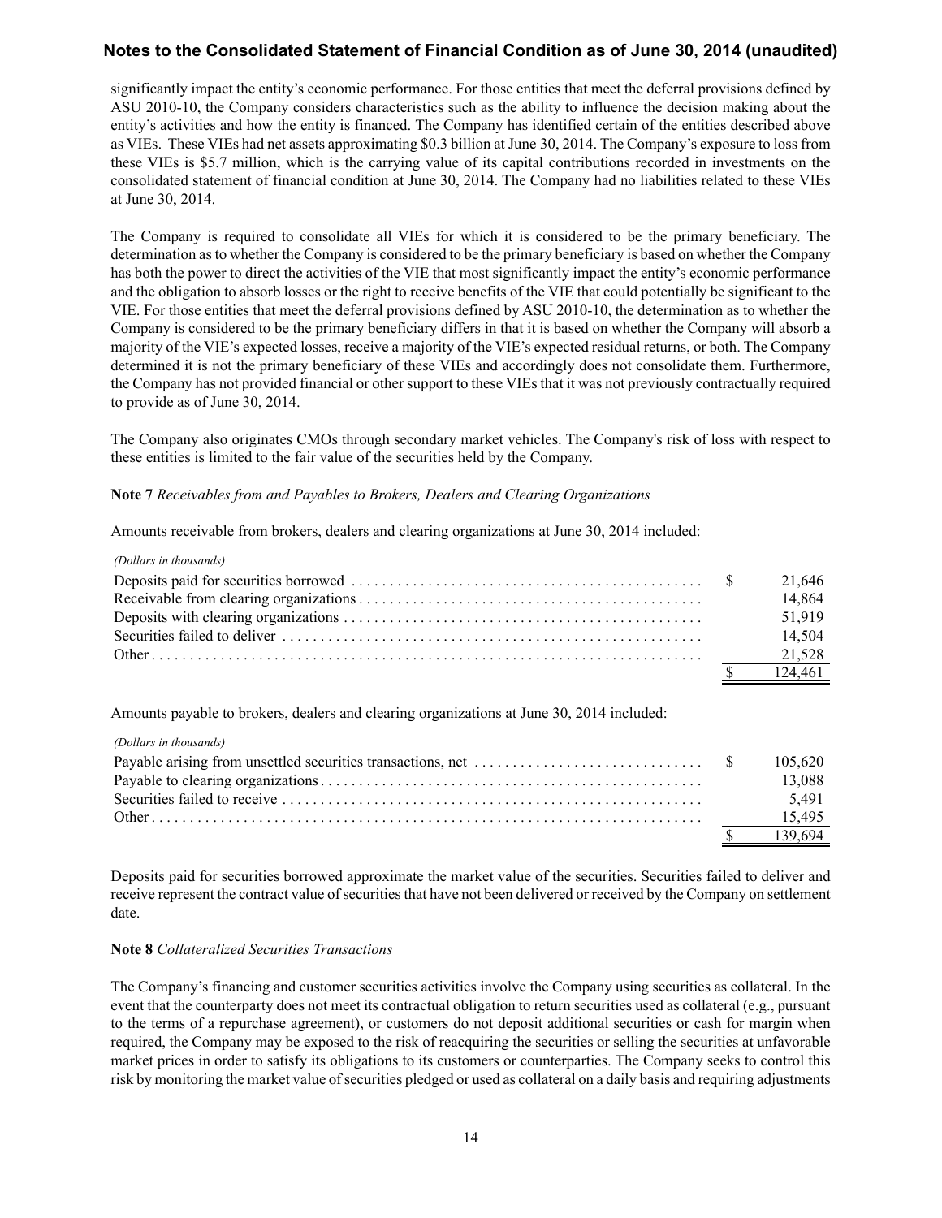significantly impact the entity's economic performance. For those entities that meet the deferral provisions defined by ASU 2010-10, the Company considers characteristics such as the ability to influence the decision making about the entity's activities and how the entity is financed. The Company has identified certain of the entities described above as VIEs. These VIEs had net assets approximating $0.3 billion at June 30, 2014. The Company's exposure to loss from these VIEs is $5.7 million, which is the carrying value of its capital contributions recorded in investments on the consolidated statement of financial condition at June 30, 2014. The Company had no liabilities related to these VIEs at June 30, 2014.

The Company is required to consolidate all VIEs for which it is considered to be the primary beneficiary. The determination as to whether the Company is considered to be the primary beneficiary is based on whether the Company has both the power to direct the activities of the VIE that most significantly impact the entity's economic performance and the obligation to absorb losses or the right to receive benefits of the VIE that could potentially be significant to the VIE. For those entities that meet the deferral provisions defined by ASU 2010-10, the determination as to whether the Company is considered to be the primary beneficiary differs in that it is based on whether the Company will absorb a majority of the VIE's expected losses, receive a majority of the VIE's expected residual returns, or both. The Company determined it is not the primary beneficiary of these VIEs and accordingly does not consolidate them. Furthermore, the Company has not provided financial or other support to these VIEs that it was not previously contractually required to provide as of June 30, 2014.

The Company also originates CMOs through secondary market vehicles. The Company's risk of loss with respect to these entities is limited to the fair value of the securities held by the Company.

**Note 7** *Receivables from and Payables to Brokers, Dealers and Clearing Organizations*

Amounts receivable from brokers, dealers and clearing organizations at June 30, 2014 included:

| *(Dollars in thousands)* | |
|---|---|
| Deposits paid for securities borrowed | $ 21,646 |
| Receivable from clearing organizations | 14,864 |
| Deposits with clearing organizations | 51,919 |
| Securities failed to deliver | 14,504 |
| Other | 21,528 |
| | $ 124,461 |

Amounts payable to brokers, dealers and clearing organizations at June 30, 2014 included:

| *(Dollars in thousands)* | |
|---|---|
| Payable arising from unsettled securities transactions, net | $ 105,620 |
| Payable to clearing organizations | 13,088 |
| Securities failed to receive | 5,491 |
| Other | 15,495 |
| | $ 139,694 |

Deposits paid for securities borrowed approximate the market value of the securities. Securities failed to deliver and receive represent the contract value of securities that have not been delivered or received by the Company on settlement date.

**Note 8** *Collateralized Securities Transactions*

The Company's financing and customer securities activities involve the Company using securities as collateral. In the event that the counterparty does not meet its contractual obligation to return securities used as collateral (e.g., pursuant to the terms of a repurchase agreement), or customers do not deposit additional securities or cash for margin when required, the Company may be exposed to the risk of reacquiring the securities or selling the securities at unfavorable market prices in order to satisfy its obligations to its customers or counterparties. The Company seeks to control this risk by monitoring the market value of securities pledged or used as collateral on a daily basis and requiring adjustments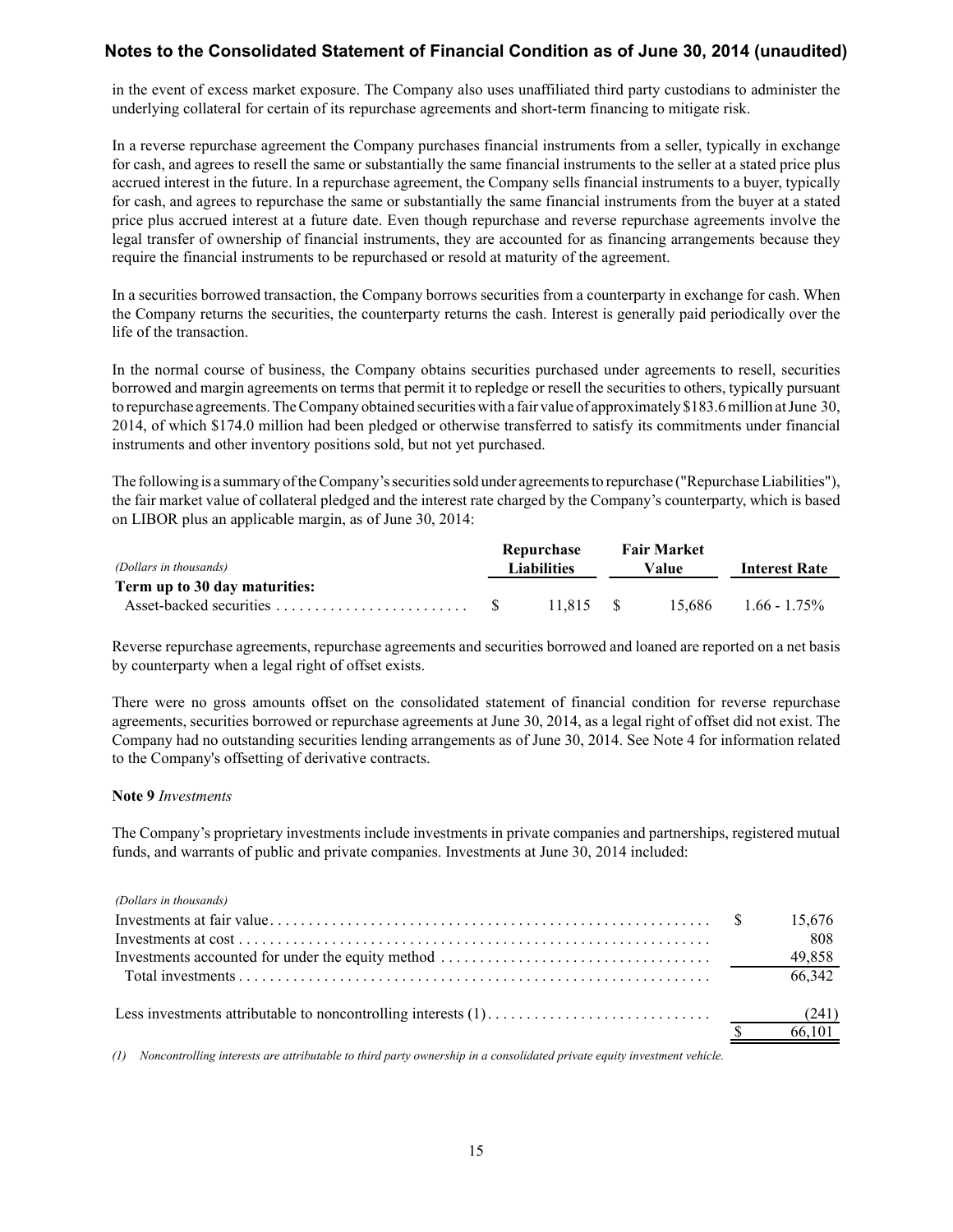in the event of excess market exposure. The Company also uses unaffiliated third party custodians to administer the underlying collateral for certain of its repurchase agreements and short-term financing to mitigate risk.

In a reverse repurchase agreement the Company purchases financial instruments from a seller, typically in exchange for cash, and agrees to resell the same or substantially the same financial instruments to the seller at a stated price plus accrued interest in the future. In a repurchase agreement, the Company sells financial instruments to a buyer, typically for cash, and agrees to repurchase the same or substantially the same financial instruments from the buyer at a stated price plus accrued interest at a future date. Even though repurchase and reverse repurchase agreements involve the legal transfer of ownership of financial instruments, they are accounted for as financing arrangements because they require the financial instruments to be repurchased or resold at maturity of the agreement.

In a securities borrowed transaction, the Company borrows securities from a counterparty in exchange for cash. When the Company returns the securities, the counterparty returns the cash. Interest is generally paid periodically over the life of the transaction.

In the normal course of business, the Company obtains securities purchased under agreements to resell, securities borrowed and margin agreements on terms that permit it to repledge or resell the securities to others, typically pursuant to repurchase agreements. The Company obtained securities with a fair value of approximately $183.6 million at June 30, 2014, of which $174.0 million had been pledged or otherwise transferred to satisfy its commitments under financial instruments and other inventory positions sold, but not yet purchased.

The following is a summary of the Company's securities sold under agreements to repurchase ("Repurchase Liabilities"), the fair market value of collateral pledged and the interest rate charged by the Company's counterparty, which is based on LIBOR plus an applicable margin, as of June 30, 2014:

| *(Dollars in thousands)* | Repurchase Liabilities | Fair Market Value | Interest Rate |
|---|---|---|---|
| **Term up to 30 day maturities:** | | | |
| Asset-backed securities | $ 11,815 | $ 15,686 | 1.66 - 1.75% |

Reverse repurchase agreements, repurchase agreements and securities borrowed and loaned are reported on a net basis by counterparty when a legal right of offset exists.

There were no gross amounts offset on the consolidated statement of financial condition for reverse repurchase agreements, securities borrowed or repurchase agreements at June 30, 2014, as a legal right of offset did not exist. The Company had no outstanding securities lending arrangements as of June 30, 2014. See Note 4 for information related to the Company's offsetting of derivative contracts.

**Note 9** *Investments*

The Company's proprietary investments include investments in private companies and partnerships, registered mutual funds, and warrants of public and private companies. Investments at June 30, 2014 included:

| *(Dollars in thousands)* | |
|---|---|
| Investments at fair value | $ 15,676 |
| Investments at cost | 808 |
| Investments accounted for under the equity method | 49,858 |
| Total investments | 66,342 |
| Less investments attributable to noncontrolling interests (1) | (241) |
| | $ 66,101 |

*(1) Noncontrolling interests are attributable to third party ownership in a consolidated private equity investment vehicle.*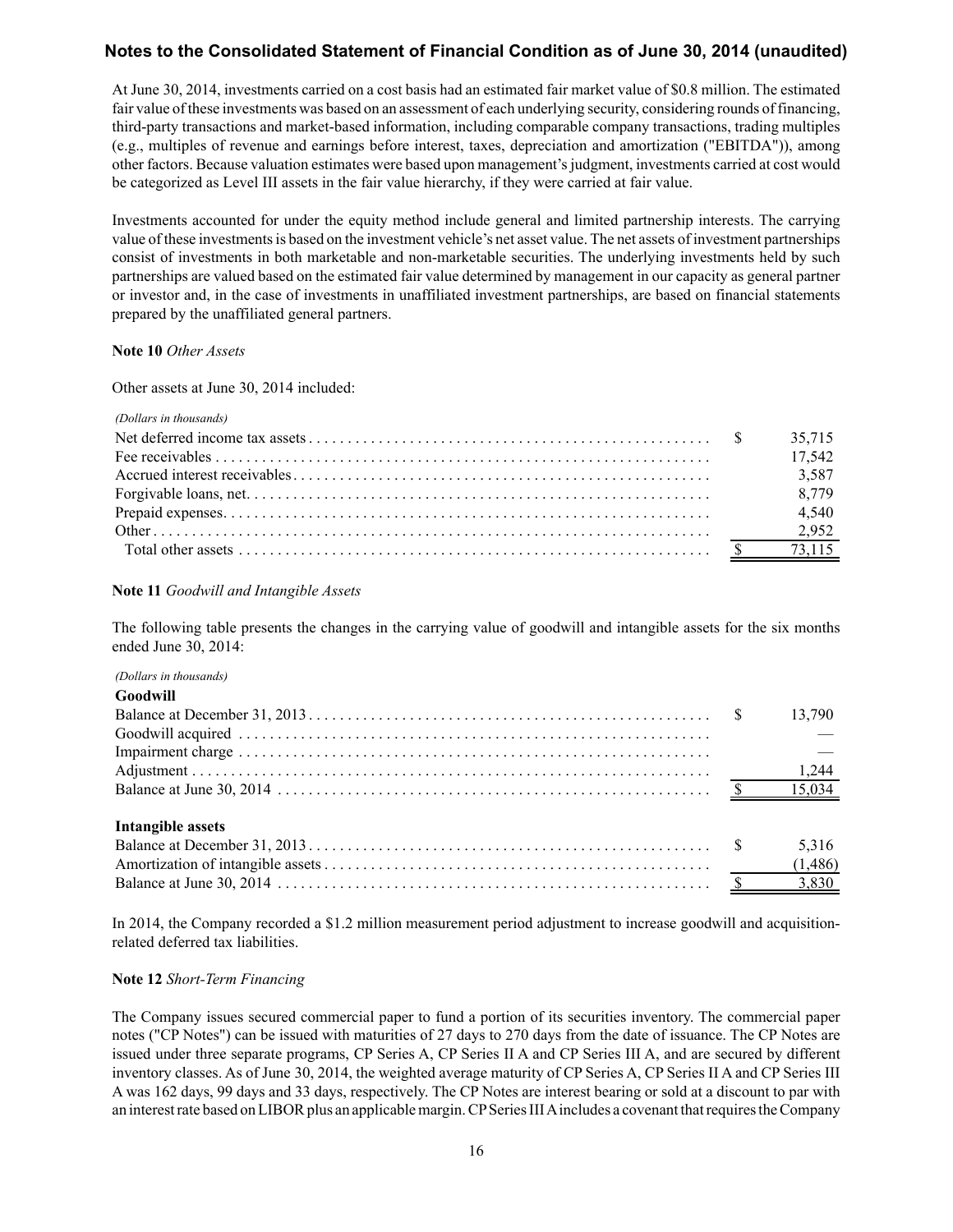## Notes to the Consolidated Statement of Financial Condition as of June 30, 2014 (unaudited)

At June 30, 2014, investments carried on a cost basis had an estimated fair market value of \$0.8 million. The estimated fair value of these investments was based on an assessment of each underlying security, considering rounds of financing, third-party transactions and market-based information, including comparable company transactions, trading multiples (e.g., multiples of revenue and earnings before interest, taxes, depreciation and amortization ("EBITDA")), among other factors. Because valuation estimates were based upon management's judgment, investments carried at cost would be categorized as Level III assets in the fair value hierarchy, if they were carried at fair value.

Investments accounted for under the equity method include general and limited partnership interests. The carrying value of these investments is based on the investment vehicle's net asset value. The net assets of investment partnerships consist of investments in both marketable and non-marketable securities. The underlying investments held by such partnerships are valued based on the estimated fair value determined by management in our capacity as general partner or investor and, in the case of investments in unaffiliated investment partnerships, are based on financial statements prepared by the unaffiliated general partners.

**Note 10** *Other Assets*

Other assets at June 30, 2014 included:

| *(Dollars in thousands)* | |
|---|---|
| Net deferred income tax assets | $ 35,715 |
| Fee receivables | 17,542 |
| Accrued interest receivables | 3,587 |
| Forgivable loans, net | 8,779 |
| Prepaid expenses | 4,540 |
| Other | 2,952 |
| Total other assets | $ 73,115 |

**Note 11** *Goodwill and Intangible Assets*

The following table presents the changes in the carrying value of goodwill and intangible assets for the six months ended June 30, 2014:

| *(Dollars in thousands)* | |
|---|---|
| **Goodwill** | |
| Balance at December 31, 2013 | $ 13,790 |
| Goodwill acquired | — |
| Impairment charge | — |
| Adjustment | 1,244 |
| Balance at June 30, 2014 | $ 15,034 |
| | |
| **Intangible assets** | |
| Balance at December 31, 2013 | $ 5,316 |
| Amortization of intangible assets | (1,486) |
| Balance at June 30, 2014 | $ 3,830 |

In 2014, the Company recorded a \$1.2 million measurement period adjustment to increase goodwill and acquisition-related deferred tax liabilities.

**Note 12** *Short-Term Financing*

The Company issues secured commercial paper to fund a portion of its securities inventory. The commercial paper notes ("CP Notes") can be issued with maturities of 27 days to 270 days from the date of issuance. The CP Notes are issued under three separate programs, CP Series A, CP Series II A and CP Series III A, and are secured by different inventory classes. As of June 30, 2014, the weighted average maturity of CP Series A, CP Series II A and CP Series III A was 162 days, 99 days and 33 days, respectively. The CP Notes are interest bearing or sold at a discount to par with an interest rate based on LIBOR plus an applicable margin. CP Series III A includes a covenant that requires the Company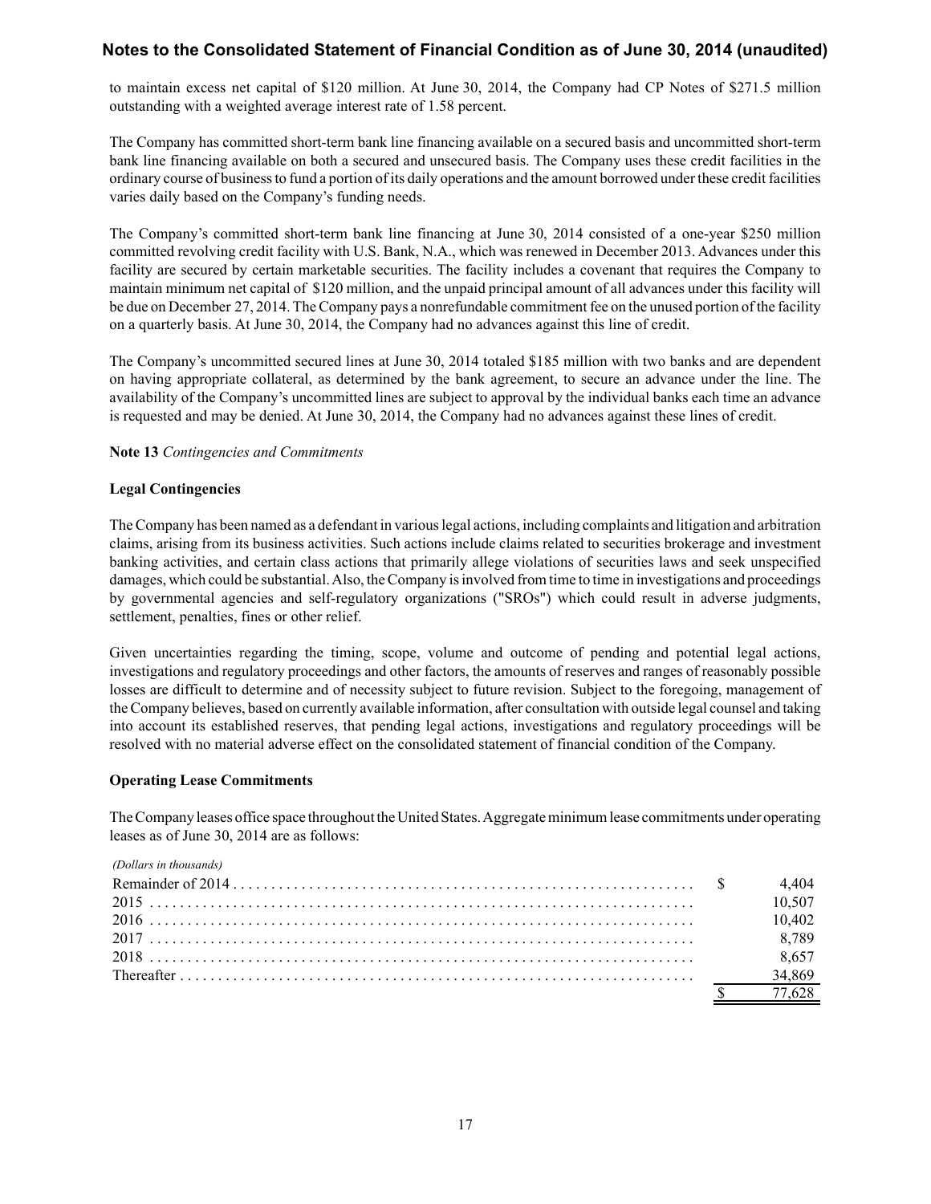to maintain excess net capital of $120 million. At June 30, 2014, the Company had CP Notes of $271.5 million outstanding with a weighted average interest rate of 1.58 percent.

The Company has committed short-term bank line financing available on a secured basis and uncommitted short-term bank line financing available on both a secured and unsecured basis. The Company uses these credit facilities in the ordinary course of business to fund a portion of its daily operations and the amount borrowed under these credit facilities varies daily based on the Company's funding needs.

The Company's committed short-term bank line financing at June 30, 2014 consisted of a one-year $250 million committed revolving credit facility with U.S. Bank, N.A., which was renewed in December 2013. Advances under this facility are secured by certain marketable securities. The facility includes a covenant that requires the Company to maintain minimum net capital of $120 million, and the unpaid principal amount of all advances under this facility will be due on December 27, 2014. The Company pays a nonrefundable commitment fee on the unused portion of the facility on a quarterly basis. At June 30, 2014, the Company had no advances against this line of credit.

The Company's uncommitted secured lines at June 30, 2014 totaled $185 million with two banks and are dependent on having appropriate collateral, as determined by the bank agreement, to secure an advance under the line. The availability of the Company's uncommitted lines are subject to approval by the individual banks each time an advance is requested and may be denied. At June 30, 2014, the Company had no advances against these lines of credit.

**Note 13** *Contingencies and Commitments*

**Legal Contingencies**

The Company has been named as a defendant in various legal actions, including complaints and litigation and arbitration claims, arising from its business activities. Such actions include claims related to securities brokerage and investment banking activities, and certain class actions that primarily allege violations of securities laws and seek unspecified damages, which could be substantial. Also, the Company is involved from time to time in investigations and proceedings by governmental agencies and self-regulatory organizations ("SROs") which could result in adverse judgments, settlement, penalties, fines or other relief.

Given uncertainties regarding the timing, scope, volume and outcome of pending and potential legal actions, investigations and regulatory proceedings and other factors, the amounts of reserves and ranges of reasonably possible losses are difficult to determine and of necessity subject to future revision. Subject to the foregoing, management of the Company believes, based on currently available information, after consultation with outside legal counsel and taking into account its established reserves, that pending legal actions, investigations and regulatory proceedings will be resolved with no material adverse effect on the consolidated statement of financial condition of the Company.

**Operating Lease Commitments**

The Company leases office space throughout the United States. Aggregate minimum lease commitments under operating leases as of June 30, 2014 are as follows:

| *(Dollars in thousands)* | |
|---|---|
| Remainder of 2014 | $ 4,404 |
| 2015 | 10,507 |
| 2016 | 10,402 |
| 2017 | 8,789 |
| 2018 | 8,657 |
| Thereafter | 34,869 |
| | $ 77,628 |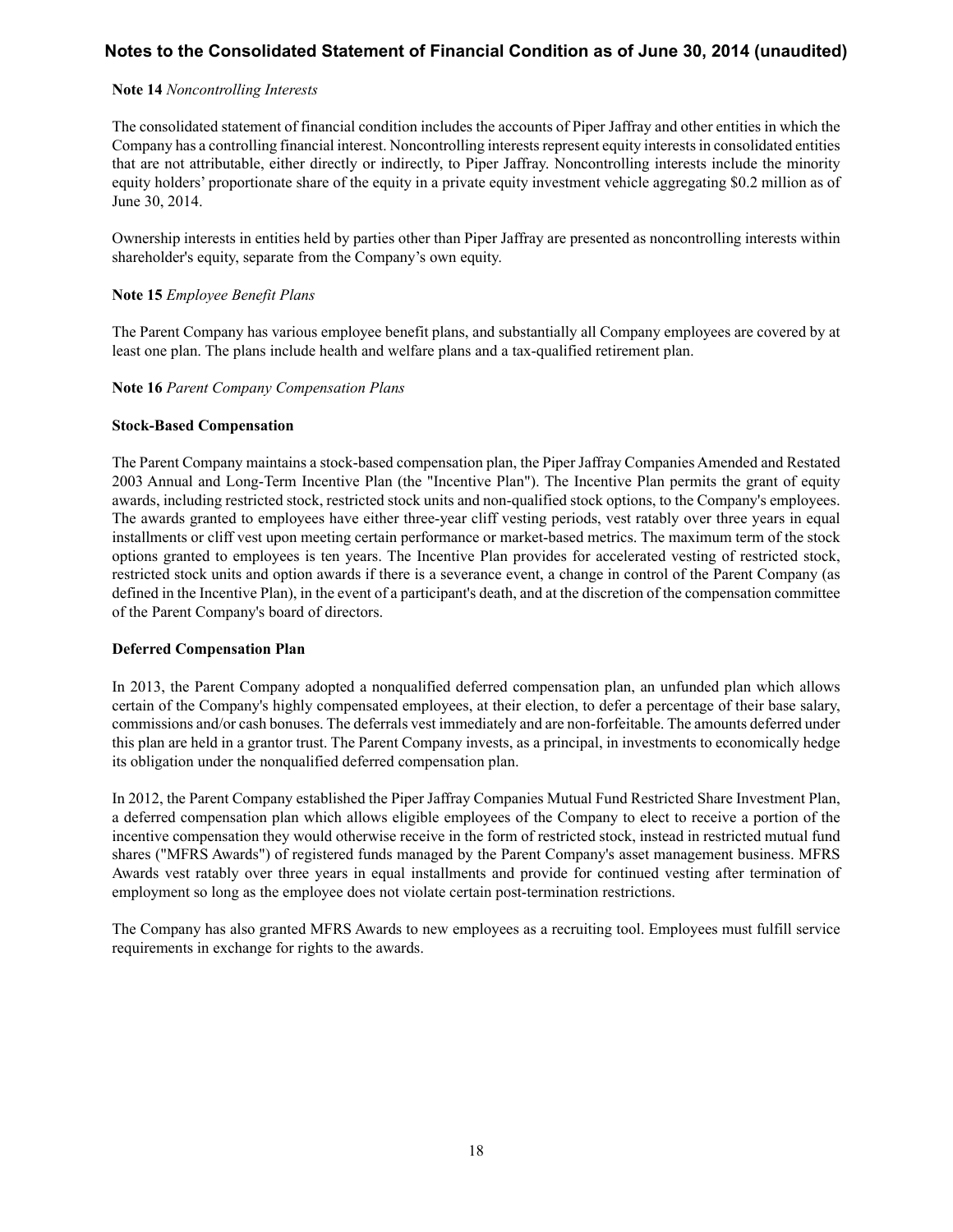**Note 14** *Noncontrolling Interests*

The consolidated statement of financial condition includes the accounts of Piper Jaffray and other entities in which the Company has a controlling financial interest. Noncontrolling interests represent equity interests in consolidated entities that are not attributable, either directly or indirectly, to Piper Jaffray. Noncontrolling interests include the minority equity holders' proportionate share of the equity in a private equity investment vehicle aggregating $0.2 million as of June 30, 2014.

Ownership interests in entities held by parties other than Piper Jaffray are presented as noncontrolling interests within shareholder's equity, separate from the Company's own equity.

**Note 15** *Employee Benefit Plans*

The Parent Company has various employee benefit plans, and substantially all Company employees are covered by at least one plan. The plans include health and welfare plans and a tax-qualified retirement plan.

**Note 16** *Parent Company Compensation Plans*

**Stock-Based Compensation**

The Parent Company maintains a stock-based compensation plan, the Piper Jaffray Companies Amended and Restated 2003 Annual and Long-Term Incentive Plan (the "Incentive Plan"). The Incentive Plan permits the grant of equity awards, including restricted stock, restricted stock units and non-qualified stock options, to the Company's employees. The awards granted to employees have either three-year cliff vesting periods, vest ratably over three years in equal installments or cliff vest upon meeting certain performance or market-based metrics. The maximum term of the stock options granted to employees is ten years. The Incentive Plan provides for accelerated vesting of restricted stock, restricted stock units and option awards if there is a severance event, a change in control of the Parent Company (as defined in the Incentive Plan), in the event of a participant's death, and at the discretion of the compensation committee of the Parent Company's board of directors.

**Deferred Compensation Plan**

In 2013, the Parent Company adopted a nonqualified deferred compensation plan, an unfunded plan which allows certain of the Company's highly compensated employees, at their election, to defer a percentage of their base salary, commissions and/or cash bonuses. The deferrals vest immediately and are non-forfeitable. The amounts deferred under this plan are held in a grantor trust. The Parent Company invests, as a principal, in investments to economically hedge its obligation under the nonqualified deferred compensation plan.

In 2012, the Parent Company established the Piper Jaffray Companies Mutual Fund Restricted Share Investment Plan, a deferred compensation plan which allows eligible employees of the Company to elect to receive a portion of the incentive compensation they would otherwise receive in the form of restricted stock, instead in restricted mutual fund shares ("MFRS Awards") of registered funds managed by the Parent Company's asset management business. MFRS Awards vest ratably over three years in equal installments and provide for continued vesting after termination of employment so long as the employee does not violate certain post-termination restrictions.

The Company has also granted MFRS Awards to new employees as a recruiting tool. Employees must fulfill service requirements in exchange for rights to the awards.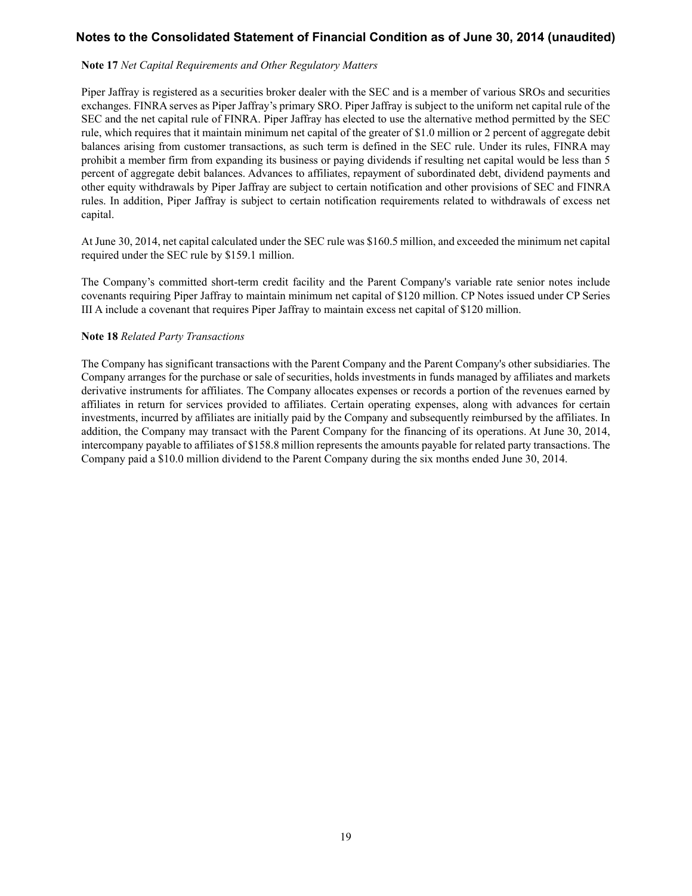## Notes to the Consolidated Statement of Financial Condition as of June 30, 2014 (unaudited)

**Note 17** *Net Capital Requirements and Other Regulatory Matters*

Piper Jaffray is registered as a securities broker dealer with the SEC and is a member of various SROs and securities exchanges. FINRA serves as Piper Jaffray's primary SRO. Piper Jaffray is subject to the uniform net capital rule of the SEC and the net capital rule of FINRA. Piper Jaffray has elected to use the alternative method permitted by the SEC rule, which requires that it maintain minimum net capital of the greater of $1.0 million or 2 percent of aggregate debit balances arising from customer transactions, as such term is defined in the SEC rule. Under its rules, FINRA may prohibit a member firm from expanding its business or paying dividends if resulting net capital would be less than 5 percent of aggregate debit balances. Advances to affiliates, repayment of subordinated debt, dividend payments and other equity withdrawals by Piper Jaffray are subject to certain notification and other provisions of SEC and FINRA rules. In addition, Piper Jaffray is subject to certain notification requirements related to withdrawals of excess net capital.

At June 30, 2014, net capital calculated under the SEC rule was $160.5 million, and exceeded the minimum net capital required under the SEC rule by $159.1 million.

The Company's committed short-term credit facility and the Parent Company's variable rate senior notes include covenants requiring Piper Jaffray to maintain minimum net capital of $120 million. CP Notes issued under CP Series III A include a covenant that requires Piper Jaffray to maintain excess net capital of $120 million.

**Note 18** *Related Party Transactions*

The Company has significant transactions with the Parent Company and the Parent Company's other subsidiaries. The Company arranges for the purchase or sale of securities, holds investments in funds managed by affiliates and markets derivative instruments for affiliates. The Company allocates expenses or records a portion of the revenues earned by affiliates in return for services provided to affiliates. Certain operating expenses, along with advances for certain investments, incurred by affiliates are initially paid by the Company and subsequently reimbursed by the affiliates. In addition, the Company may transact with the Parent Company for the financing of its operations. At June 30, 2014, intercompany payable to affiliates of $158.8 million represents the amounts payable for related party transactions. The Company paid a $10.0 million dividend to the Parent Company during the six months ended June 30, 2014.